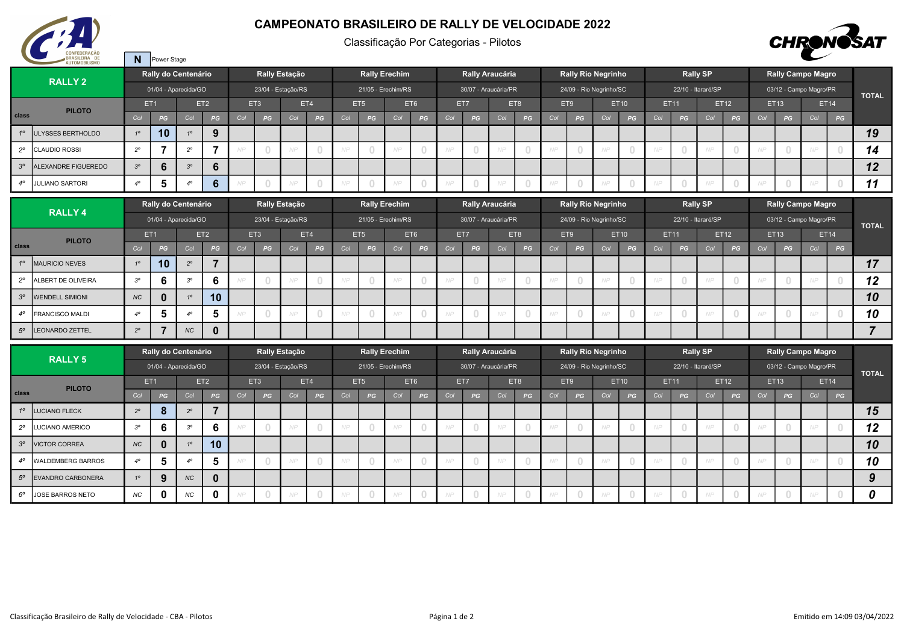# CAMPEONATO BRASILEIRO DE RALLY DE VELOCIDADE 2022

Classificação Por Categorias - Pilotos

**N** Power Stage

| RALLY 2 | | Rally do Centenário | | | | Rally Estação | | | | Rally Erechim | | | | Rally Araucária | | | | Rally Rio Negrinho | | | | Rally SP | | | | Rally Campo Magro | | | | TOTAL |
|---|---|---|---|---|---|---|---|---|---|---|---|---|---|---|---|---|---|---|---|---|---|---|---|---|---|---|---|---|---|---|
| | | 01/04 - Aparecida/GO | | | | 23/04 - Estação/RS | | | | 21/05 - Erechim/RS | | | | 30/07 - Araucária/PR | | | | 24/09 - Rio Negrinho/SC | | | | 22/10 - Itararé/SP | | | | 03/12 - Campo Magro/PR | | | | |
| | PILOTO | ET1 | | ET2 | | ET3 | | ET4 | | ET5 | | ET6 | | ET7 | | ET8 | | ET9 | | ET10 | | ET11 | | ET12 | | ET13 | | ET14 | | |
| class | | Col | PG | Col | PG | Col | PG | Col | PG | Col | PG | Col | PG | Col | PG | Col | PG | Col | PG | Col | PG | Col | PG | Col | PG | Col | PG | Col | PG | |
| 1º | ULYSSES BERTHOLDO | 1º | 10 | 1º | 9 | | | | | | | | | | | | | | | | | | | | | | | | | 19 |
| 2º | CLAUDIO ROSSI | 2º | 7 | 2º | 7 | NP | 0 | NP | 0 | NP | 0 | NP | 0 | NP | 0 | NP | 0 | NP | 0 | NP | 0 | NP | 0 | NP | 0 | NP | 0 | NP | 0 | 14 |
| 3º | ALEXANDRE FIGUEREDO | 3º | 6 | 3º | 6 | | | | | | | | | | | | | | | | | | | | | | | | | 12 |
| 4º | JULIANO SARTORI | 4º | 5 | 4º | 6 | NP | 0 | NP | 0 | NP | 0 | NP | 0 | NP | 0 | NP | 0 | NP | 0 | NP | 0 | NP | 0 | NP | 0 | NP | 0 | NP | 0 | 11 |

| RALLY 4 | | Rally do Centenário | | | | Rally Estação | | | | Rally Erechim | | | | Rally Araucária | | | | Rally Rio Negrinho | | | | Rally SP | | | | Rally Campo Magro | | | | TOTAL |
|---|---|---|---|---|---|---|---|---|---|---|---|---|---|---|---|---|---|---|---|---|---|---|---|---|---|---|---|---|---|---|
| | | 01/04 - Aparecida/GO | | | | 23/04 - Estação/RS | | | | 21/05 - Erechim/RS | | | | 30/07 - Araucária/PR | | | | 24/09 - Rio Negrinho/SC | | | | 22/10 - Itararé/SP | | | | 03/12 - Campo Magro/PR | | | | |
| | PILOTO | ET1 | | ET2 | | ET3 | | ET4 | | ET5 | | ET6 | | ET7 | | ET8 | | ET9 | | ET10 | | ET11 | | ET12 | | ET13 | | ET14 | | |
| class | | Col | PG | Col | PG | Col | PG | Col | PG | Col | PG | Col | PG | Col | PG | Col | PG | Col | PG | Col | PG | Col | PG | Col | PG | Col | PG | Col | PG | |
| 1º | MAURICIO NEVES | 1º | 10 | 2º | 7 | | | | | | | | | | | | | | | | | | | | | | | | | 17 |
| 2º | ALBERT DE OLIVEIRA | 3º | 6 | 3º | 6 | NP | 0 | NP | 0 | NP | 0 | NP | 0 | NP | 0 | NP | 0 | NP | 0 | NP | 0 | NP | 0 | NP | 0 | NP | 0 | NP | 0 | 12 |
| 3º | WENDELL SIMIONI | NC | 0 | 1º | 10 | | | | | | | | | | | | | | | | | | | | | | | | | 10 |
| 4º | FRANCISCO MALDI | 4º | 5 | 4º | 5 | NP | 0 | NP | 0 | NP | 0 | NP | 0 | NP | 0 | NP | 0 | NP | 0 | NP | 0 | NP | 0 | NP | 0 | NP | 0 | NP | 0 | 10 |
| 5º | LEONARDO ZETTEL | 2º | 7 | NC | 0 | | | | | | | | | | | | | | | | | | | | | | | | | 7 |

| RALLY 5 | | Rally do Centenário | | | | Rally Estação | | | | Rally Erechim | | | | Rally Araucária | | | | Rally Rio Negrinho | | | | Rally SP | | | | Rally Campo Magro | | | | TOTAL |
|---|---|---|---|---|---|---|---|---|---|---|---|---|---|---|---|---|---|---|---|---|---|---|---|---|---|---|---|---|---|---|
| | | 01/04 - Aparecida/GO | | | | 23/04 - Estação/RS | | | | 21/05 - Erechim/RS | | | | 30/07 - Araucária/PR | | | | 24/09 - Rio Negrinho/SC | | | | 22/10 - Itararé/SP | | | | 03/12 - Campo Magro/PR | | | | |
| | PILOTO | ET1 | | ET2 | | ET3 | | ET4 | | ET5 | | ET6 | | ET7 | | ET8 | | ET9 | | ET10 | | ET11 | | ET12 | | ET13 | | ET14 | | |
| class | | Col | PG | Col | PG | Col | PG | Col | PG | Col | PG | Col | PG | Col | PG | Col | PG | Col | PG | Col | PG | Col | PG | Col | PG | Col | PG | Col | PG | |
| 1º | LUCIANO FLECK | 2º | 8 | 2º | 7 | | | | | | | | | | | | | | | | | | | | | | | | | 15 |
| 2º | LUCIANO AMERICO | 3º | 6 | 3º | 6 | NP | 0 | NP | 0 | NP | 0 | NP | 0 | NP | 0 | NP | 0 | NP | 0 | NP | 0 | NP | 0 | NP | 0 | NP | 0 | NP | 0 | 12 |
| 3º | VICTOR CORREA | NC | 0 | 1º | 10 | | | | | | | | | | | | | | | | | | | | | | | | | 10 |
| 4º | WALDEMBERG BARROS | 4º | 5 | 4º | 5 | NP | 0 | NP | 0 | NP | 0 | NP | 0 | NP | 0 | NP | 0 | NP | 0 | NP | 0 | NP | 0 | NP | 0 | NP | 0 | NP | 0 | 10 |
| 5º | EVANDRO CARBONERA | 1º | 9 | NC | 0 | | | | | | | | | | | | | | | | | | | | | | | | | 9 |
| 6º | JOSE BARROS NETO | NC | 0 | NC | 0 | NP | 0 | NP | 0 | NP | 0 | NP | 0 | NP | 0 | NP | 0 | NP | 0 | NP | 0 | NP | 0 | NP | 0 | NP | 0 | NP | 0 | 0 |

Classificação Brasileiro de Rally de Velocidade - CBA - Pilotos

Emitido em 14:09 03/04/2022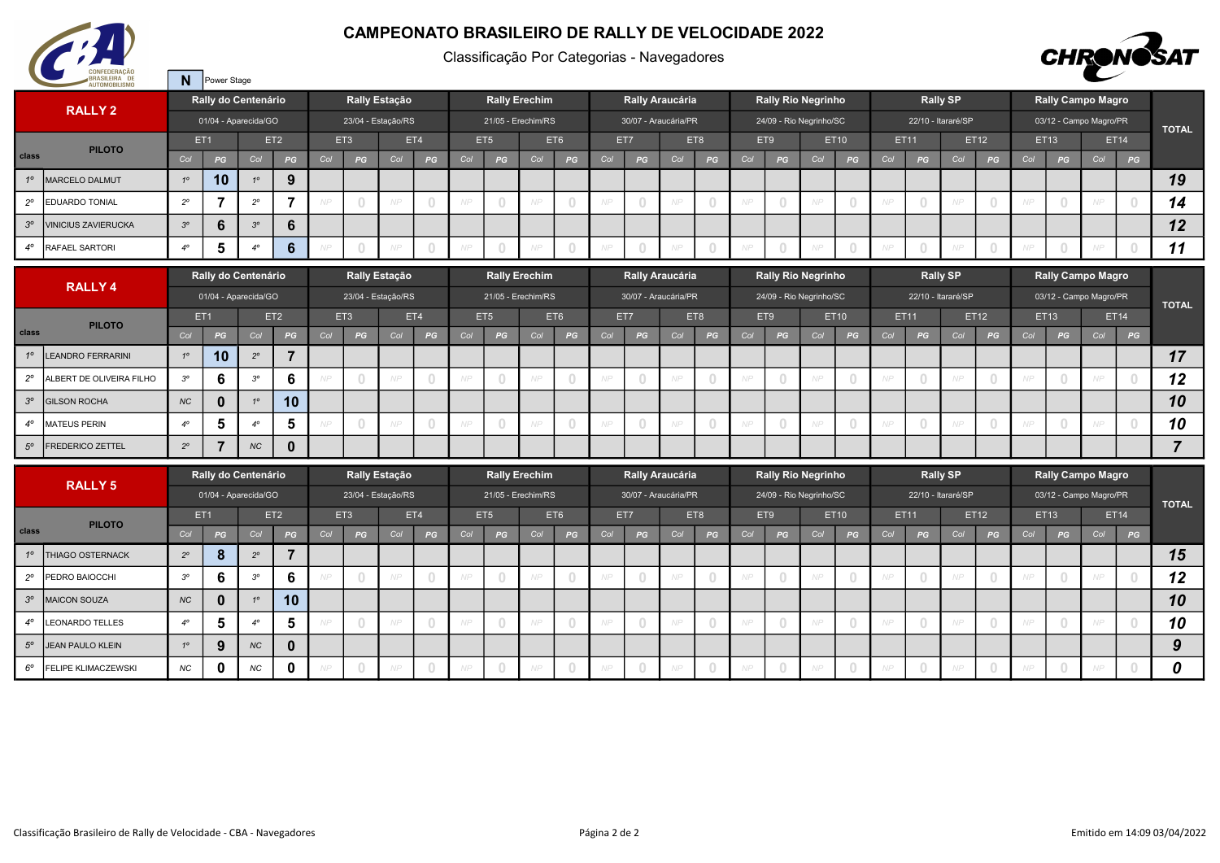# CAMPEONATO BRASILEIRO DE RALLY DE VELOCIDADE 2022

Classificação Por Categorias - Navegadores

N Power Stage

| RALLY 2 | | Rally do Centenário | | | | Rally Estação | | | | Rally Erechim | | | | Rally Araucária | | | | Rally Rio Negrinho | | | | Rally SP | | | | Rally Campo Magro | | | | TOTAL |
|---|---|---|---|---|---|---|---|---|---|---|---|---|---|---|---|---|---|---|---|---|---|---|---|---|---|---|---|---|---|---|
| | | 01/04 - Aparecida/GO | | | | 23/04 - Estação/RS | | | | 21/05 - Erechim/RS | | | | 30/07 - Araucária/PR | | | | 24/09 - Rio Negrinho/SC | | | | 22/10 - Itararé/SP | | | | 03/12 - Campo Magro/PR | | | | |
| | PILOTO | ET1 | | ET2 | | ET3 | | ET4 | | ET5 | | ET6 | | ET7 | | ET8 | | ET9 | | ET10 | | ET11 | | ET12 | | ET13 | | ET14 | | |
| class | | Col | PG | Col | PG | Col | PG | Col | PG | Col | PG | Col | PG | Col | PG | Col | PG | Col | PG | Col | PG | Col | PG | Col | PG | Col | PG | Col | PG | |
| 1º | MARCELO DALMUT | 1º | 10 | 1º | 9 | | | | | | | | | | | | | | | | | | | | | | | | | 19 |
| 2º | EDUARDO TONIAL | 2º | 7 | 2º | 7 | NP | 0 | NP | 0 | NP | 0 | NP | 0 | NP | 0 | NP | 0 | NP | 0 | NP | 0 | NP | 0 | NP | 0 | NP | 0 | NP | 0 | 14 |
| 3º | VINICIUS ZAVIERUCKA | 3º | 6 | 3º | 6 | | | | | | | | | | | | | | | | | | | | | | | | | 12 |
| 4º | RAFAEL SARTORI | 4º | 5 | 4º | 6 | NP | 0 | NP | 0 | NP | 0 | NP | 0 | NP | 0 | NP | 0 | NP | 0 | NP | 0 | NP | 0 | NP | 0 | NP | 0 | NP | 0 | 11 |

| RALLY 4 | | Rally do Centenário | | | | Rally Estação | | | | Rally Erechim | | | | Rally Araucária | | | | Rally Rio Negrinho | | | | Rally SP | | | | Rally Campo Magro | | | | TOTAL |
|---|---|---|---|---|---|---|---|---|---|---|---|---|---|---|---|---|---|---|---|---|---|---|---|---|---|---|---|---|---|---|
| | | 01/04 - Aparecida/GO | | | | 23/04 - Estação/RS | | | | 21/05 - Erechim/RS | | | | 30/07 - Araucária/PR | | | | 24/09 - Rio Negrinho/SC | | | | 22/10 - Itararé/SP | | | | 03/12 - Campo Magro/PR | | | | |
| | PILOTO | ET1 | | ET2 | | ET3 | | ET4 | | ET5 | | ET6 | | ET7 | | ET8 | | ET9 | | ET10 | | ET11 | | ET12 | | ET13 | | ET14 | | |
| class | | Col | PG | Col | PG | Col | PG | Col | PG | Col | PG | Col | PG | Col | PG | Col | PG | Col | PG | Col | PG | Col | PG | Col | PG | Col | PG | Col | PG | |
| 1º | LEANDRO FERRARINI | 1º | 10 | 2º | 7 | | | | | | | | | | | | | | | | | | | | | | | | | 17 |
| 2º | ALBERT DE OLIVEIRA FILHO | 3º | 6 | 3º | 6 | NP | 0 | NP | 0 | NP | 0 | NP | 0 | NP | 0 | NP | 0 | NP | 0 | NP | 0 | NP | 0 | NP | 0 | NP | 0 | NP | 0 | 12 |
| 3º | GILSON ROCHA | NC | 0 | 1º | 10 | | | | | | | | | | | | | | | | | | | | | | | | | 10 |
| 4º | MATEUS PERIN | 4º | 5 | 4º | 5 | NP | 0 | NP | 0 | NP | 0 | NP | 0 | NP | 0 | NP | 0 | NP | 0 | NP | 0 | NP | 0 | NP | 0 | NP | 0 | NP | 0 | 10 |
| 5º | FREDERICO ZETTEL | 2º | 7 | NC | 0 | | | | | | | | | | | | | | | | | | | | | | | | | 7 |

| RALLY 5 | | Rally do Centenário | | | | Rally Estação | | | | Rally Erechim | | | | Rally Araucária | | | | Rally Rio Negrinho | | | | Rally SP | | | | Rally Campo Magro | | | | TOTAL |
|---|---|---|---|---|---|---|---|---|---|---|---|---|---|---|---|---|---|---|---|---|---|---|---|---|---|---|---|---|---|---|
| | | 01/04 - Aparecida/GO | | | | 23/04 - Estação/RS | | | | 21/05 - Erechim/RS | | | | 30/07 - Araucária/PR | | | | 24/09 - Rio Negrinho/SC | | | | 22/10 - Itararé/SP | | | | 03/12 - Campo Magro/PR | | | | |
| | PILOTO | ET1 | | ET2 | | ET3 | | ET4 | | ET5 | | ET6 | | ET7 | | ET8 | | ET9 | | ET10 | | ET11 | | ET12 | | ET13 | | ET14 | | |
| class | | Col | PG | Col | PG | Col | PG | Col | PG | Col | PG | Col | PG | Col | PG | Col | PG | Col | PG | Col | PG | Col | PG | Col | PG | Col | PG | Col | PG | |
| 1º | THIAGO OSTERNACK | 2º | 8 | 2º | 7 | | | | | | | | | | | | | | | | | | | | | | | | | 15 |
| 2º | PEDRO BAIOCCHI | 3º | 6 | 3º | 6 | NP | 0 | NP | 0 | NP | 0 | NP | 0 | NP | 0 | NP | 0 | NP | 0 | NP | 0 | NP | 0 | NP | 0 | NP | 0 | NP | 0 | 12 |
| 3º | MAICON SOUZA | NC | 0 | 1º | 10 | | | | | | | | | | | | | | | | | | | | | | | | | 10 |
| 4º | LEONARDO TELLES | 4º | 5 | 4º | 5 | NP | 0 | NP | 0 | NP | 0 | NP | 0 | NP | 0 | NP | 0 | NP | 0 | NP | 0 | NP | 0 | NP | 0 | NP | 0 | NP | 0 | 10 |
| 5º | JEAN PAULO KLEIN | 1º | 9 | NC | 0 | | | | | | | | | | | | | | | | | | | | | | | | | 9 |
| 6º | FELIPE KLIMACZEWSKI | NC | 0 | NC | 0 | NP | 0 | NP | 0 | NP | 0 | NP | 0 | NP | 0 | NP | 0 | NP | 0 | NP | 0 | NP | 0 | NP | 0 | NP | 0 | NP | 0 | 0 |

Emitido em 14:09 03/04/2022